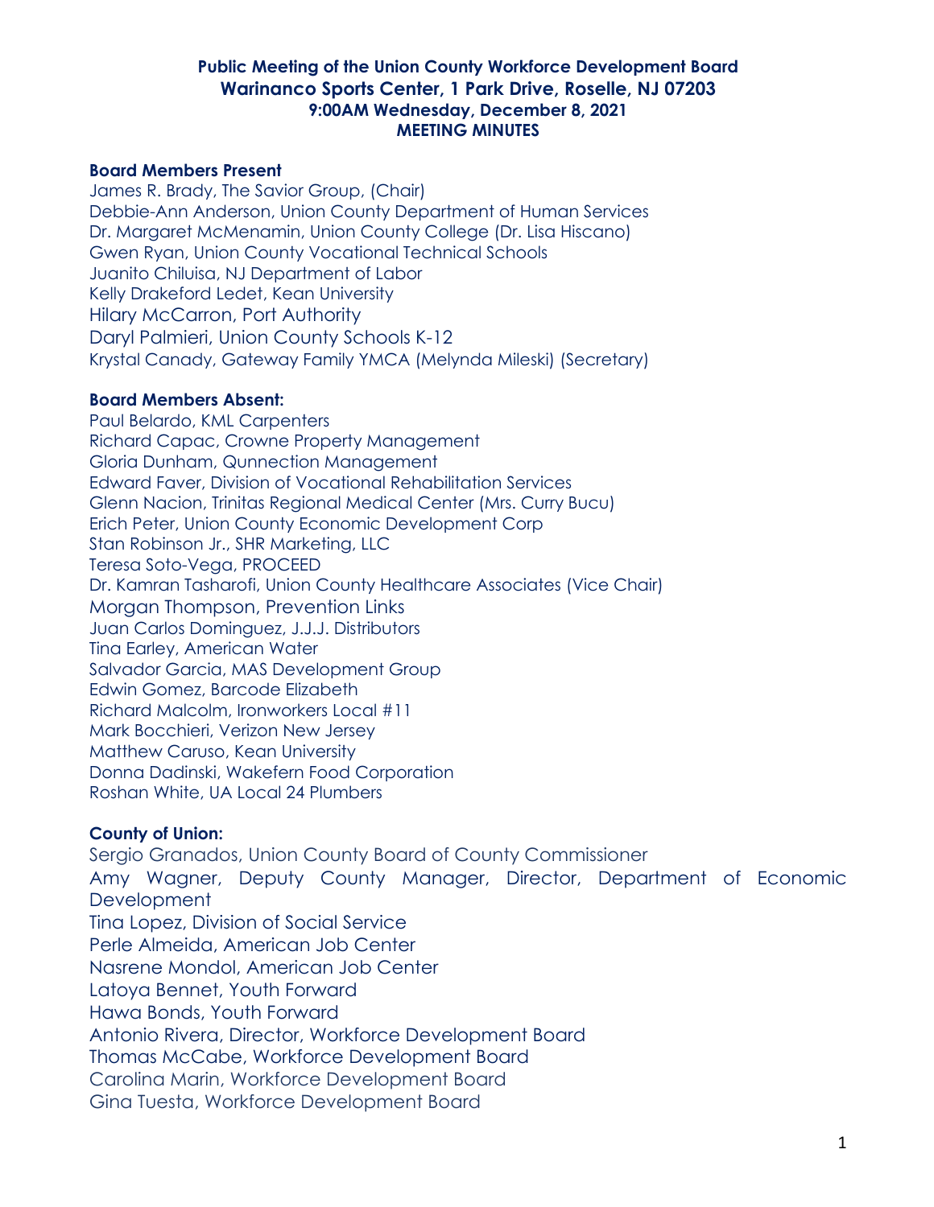# Public Meeting of the Union County Workforce Development Board
## Warinanco Sports Center, 1 Park Drive, Roselle, NJ 07203
### 9:00AM Wednesday, December 8, 2021
### MEETING MINUTES

**Board Members Present**

James R. Brady, The Savior Group, (Chair)
Debbie-Ann Anderson, Union County Department of Human Services
Dr. Margaret McMenamin, Union County College (Dr. Lisa Hiscano)
Gwen Ryan, Union County Vocational Technical Schools
Juanito Chiluisa, NJ Department of Labor
Kelly Drakeford Ledet, Kean University
Hilary McCarron, Port Authority
Daryl Palmieri, Union County Schools K-12
Krystal Canady, Gateway Family YMCA (Melynda Mileski) (Secretary)

**Board Members Absent:**

Paul Belardo, KML Carpenters
Richard Capac, Crowne Property Management
Gloria Dunham, Qunnection Management
Edward Faver, Division of Vocational Rehabilitation Services
Glenn Nacion, Trinitas Regional Medical Center (Mrs. Curry Bucu)
Erich Peter, Union County Economic Development Corp
Stan Robinson Jr., SHR Marketing, LLC
Teresa Soto-Vega, PROCEED
Dr. Kamran Tasharofi, Union County Healthcare Associates (Vice Chair)
Morgan Thompson, Prevention Links
Juan Carlos Dominguez, J.J.J. Distributors
Tina Earley, American Water
Salvador Garcia, MAS Development Group
Edwin Gomez, Barcode Elizabeth
Richard Malcolm, Ironworkers Local #11
Mark Bocchieri, Verizon New Jersey
Matthew Caruso, Kean University
Donna Dadinski, Wakefern Food Corporation
Roshan White, UA Local 24 Plumbers

**County of Union:**

Sergio Granados, Union County Board of County Commissioner
Amy Wagner, Deputy County Manager, Director, Department of Economic Development
Tina Lopez, Division of Social Service
Perle Almeida, American Job Center
Nasrene Mondol, American Job Center
Latoya Bennet, Youth Forward
Hawa Bonds, Youth Forward
Antonio Rivera, Director, Workforce Development Board
Thomas McCabe, Workforce Development Board
Carolina Marin, Workforce Development Board
Gina Tuesta, Workforce Development Board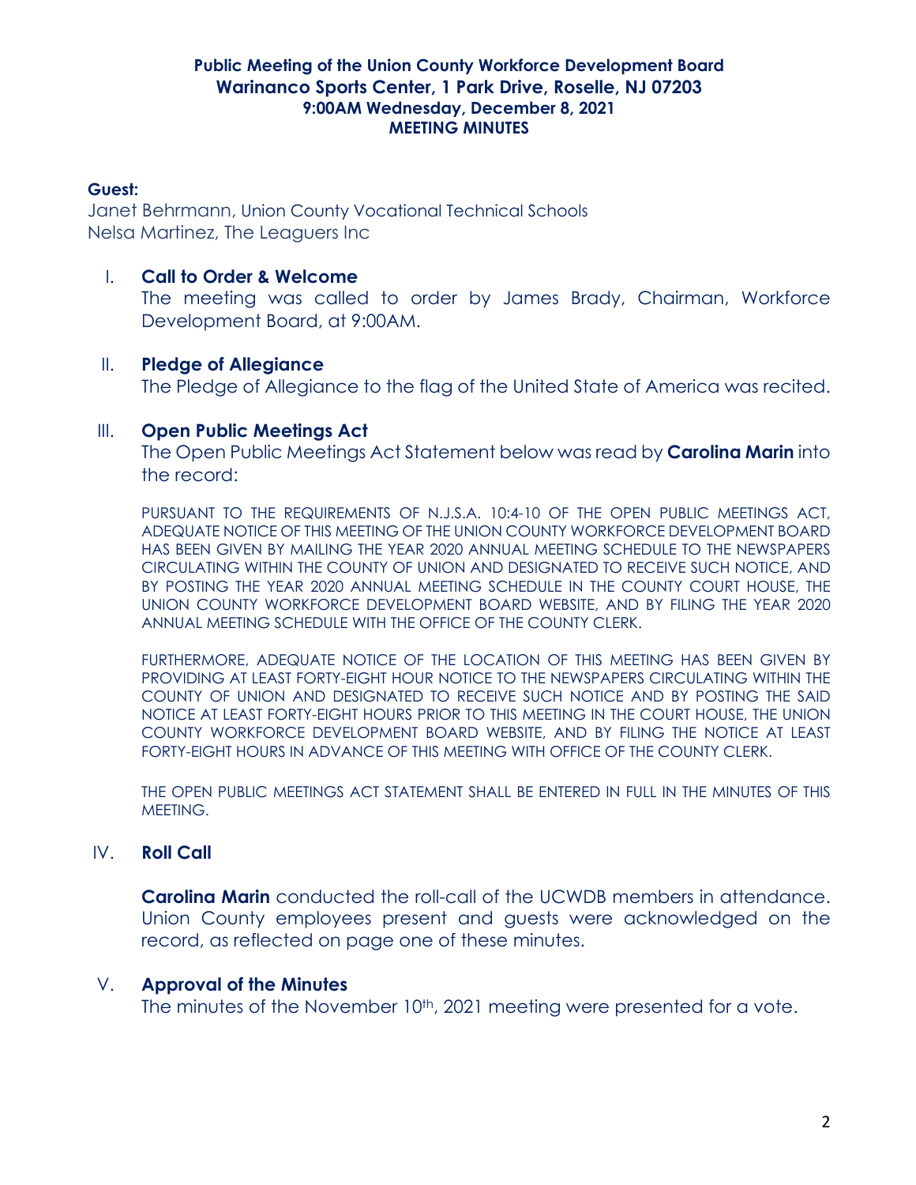**Public Meeting of the Union County Workforce Development Board**
**Warinanco Sports Center, 1 Park Drive, Roselle, NJ 07203**
**9:00AM Wednesday, December 8, 2021**
**MEETING MINUTES**

**Guest:**
Janet Behrmann, Union County Vocational Technical Schools
Nelsa Martinez, The Leaguers Inc

## I. Call to Order & Welcome

The meeting was called to order by James Brady, Chairman, Workforce Development Board, at 9:00AM.

## II. Pledge of Allegiance

The Pledge of Allegiance to the flag of the United State of America was recited.

## III. Open Public Meetings Act

The Open Public Meetings Act Statement below was read by **Carolina Marin** into the record:

PURSUANT TO THE REQUIREMENTS OF N.J.S.A. 10:4-10 OF THE OPEN PUBLIC MEETINGS ACT, ADEQUATE NOTICE OF THIS MEETING OF THE UNION COUNTY WORKFORCE DEVELOPMENT BOARD HAS BEEN GIVEN BY MAILING THE YEAR 2020 ANNUAL MEETING SCHEDULE TO THE NEWSPAPERS CIRCULATING WITHIN THE COUNTY OF UNION AND DESIGNATED TO RECEIVE SUCH NOTICE, AND BY POSTING THE YEAR 2020 ANNUAL MEETING SCHEDULE IN THE COUNTY COURT HOUSE, THE UNION COUNTY WORKFORCE DEVELOPMENT BOARD WEBSITE, AND BY FILING THE YEAR 2020 ANNUAL MEETING SCHEDULE WITH THE OFFICE OF THE COUNTY CLERK.

FURTHERMORE, ADEQUATE NOTICE OF THE LOCATION OF THIS MEETING HAS BEEN GIVEN BY PROVIDING AT LEAST FORTY-EIGHT HOUR NOTICE TO THE NEWSPAPERS CIRCULATING WITHIN THE COUNTY OF UNION AND DESIGNATED TO RECEIVE SUCH NOTICE AND BY POSTING THE SAID NOTICE AT LEAST FORTY-EIGHT HOURS PRIOR TO THIS MEETING IN THE COURT HOUSE, THE UNION COUNTY WORKFORCE DEVELOPMENT BOARD WEBSITE, AND BY FILING THE NOTICE AT LEAST FORTY-EIGHT HOURS IN ADVANCE OF THIS MEETING WITH OFFICE OF THE COUNTY CLERK.

THE OPEN PUBLIC MEETINGS ACT STATEMENT SHALL BE ENTERED IN FULL IN THE MINUTES OF THIS MEETING.

## IV. Roll Call

**Carolina Marin** conducted the roll-call of the UCWDB members in attendance. Union County employees present and guests were acknowledged on the record, as reflected on page one of these minutes.

## V. Approval of the Minutes

The minutes of the November 10th, 2021 meeting were presented for a vote.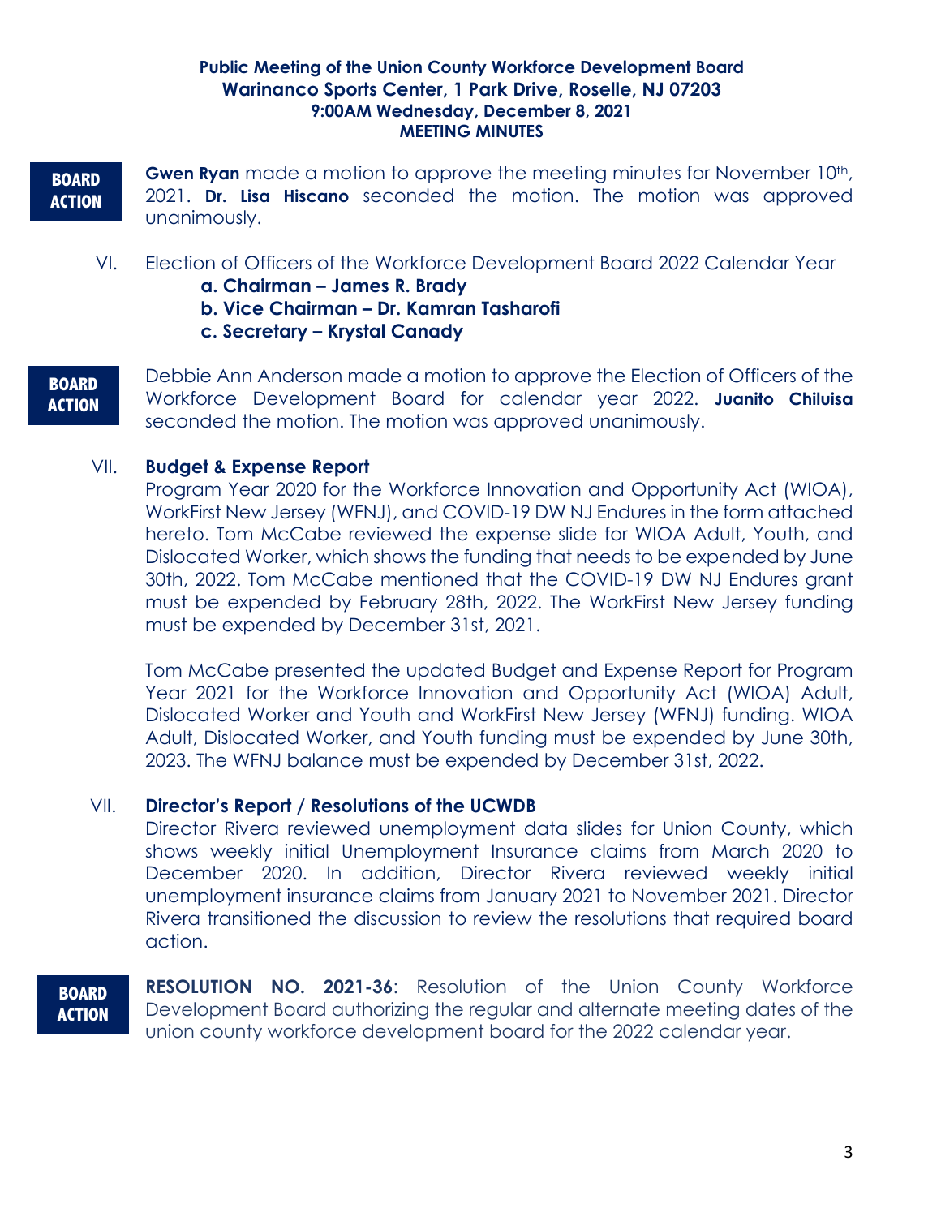**Public Meeting of the Union County Workforce Development Board**
**Warinanco Sports Center, 1 Park Drive, Roselle, NJ 07203**
**9:00AM Wednesday, December 8, 2021**
**MEETING MINUTES**

**BOARD ACTION**

**Gwen Ryan** made a motion to approve the meeting minutes for November 10th, 2021. **Dr. Lisa Hiscano** seconded the motion. The motion was approved unanimously.

VI. Election of Officers of the Workforce Development Board 2022 Calendar Year
   - **a. Chairman – James R. Brady**
   - **b. Vice Chairman – Dr. Kamran Tasharofi**
   - **c. Secretary – Krystal Canady**

**BOARD ACTION**

Debbie Ann Anderson made a motion to approve the Election of Officers of the Workforce Development Board for calendar year 2022. **Juanito Chiluisa** seconded the motion. The motion was approved unanimously.

VII. **Budget & Expense Report**

Program Year 2020 for the Workforce Innovation and Opportunity Act (WIOA), WorkFirst New Jersey (WFNJ), and COVID-19 DW NJ Endures in the form attached hereto. Tom McCabe reviewed the expense slide for WIOA Adult, Youth, and Dislocated Worker, which shows the funding that needs to be expended by June 30th, 2022. Tom McCabe mentioned that the COVID-19 DW NJ Endures grant must be expended by February 28th, 2022. The WorkFirst New Jersey funding must be expended by December 31st, 2021.

Tom McCabe presented the updated Budget and Expense Report for Program Year 2021 for the Workforce Innovation and Opportunity Act (WIOA) Adult, Dislocated Worker and Youth and WorkFirst New Jersey (WFNJ) funding. WIOA Adult, Dislocated Worker, and Youth funding must be expended by June 30th, 2023. The WFNJ balance must be expended by December 31st, 2022.

VII. **Director's Report / Resolutions of the UCWDB**

Director Rivera reviewed unemployment data slides for Union County, which shows weekly initial Unemployment Insurance claims from March 2020 to December 2020. In addition, Director Rivera reviewed weekly initial unemployment insurance claims from January 2021 to November 2021. Director Rivera transitioned the discussion to review the resolutions that required board action.

**BOARD ACTION**

**RESOLUTION NO. 2021-36**: Resolution of the Union County Workforce Development Board authorizing the regular and alternate meeting dates of the union county workforce development board for the 2022 calendar year.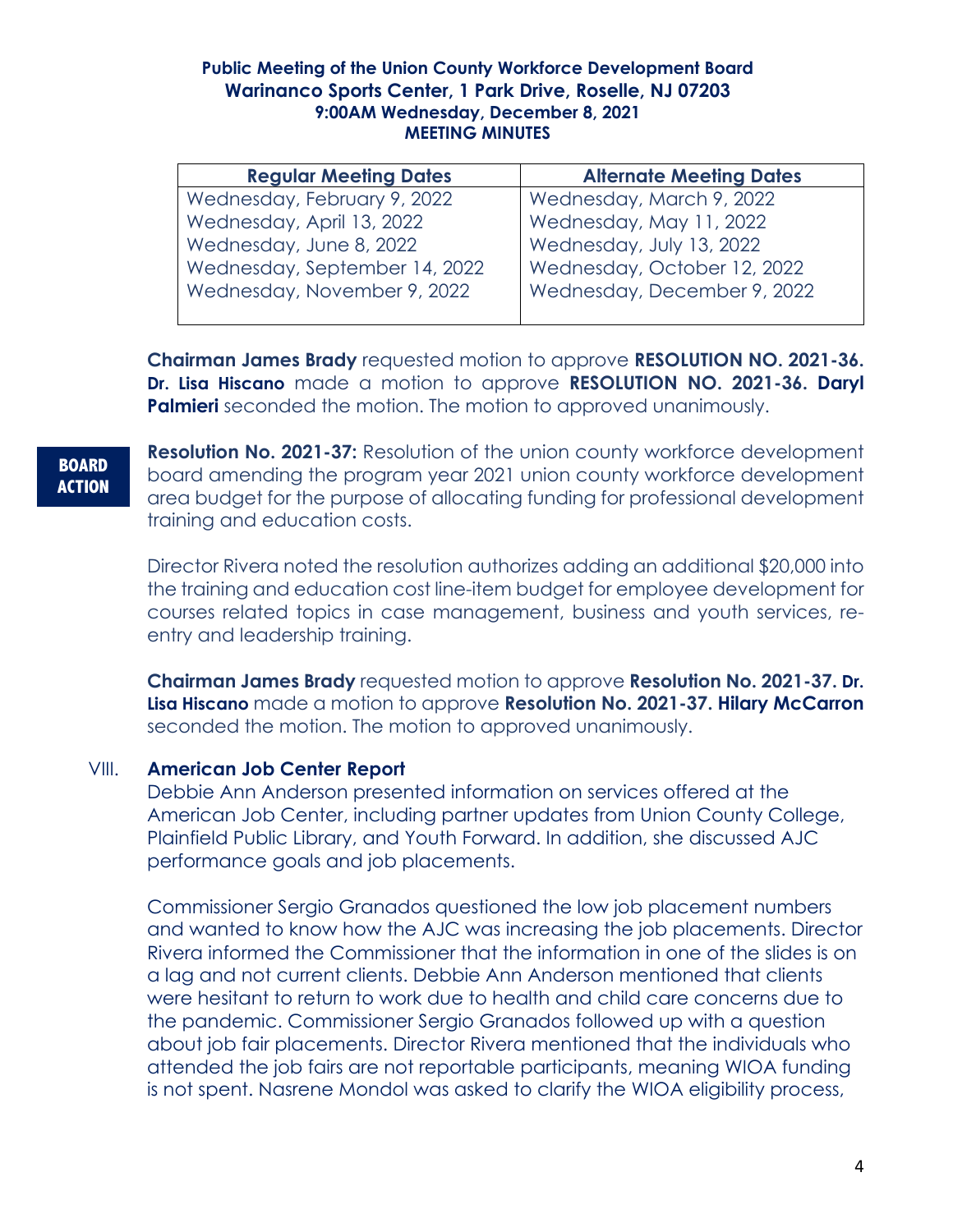**Public Meeting of the Union County Workforce Development Board**
**Warinanco Sports Center, 1 Park Drive, Roselle, NJ 07203**
**9:00AM Wednesday, December 8, 2021**
**MEETING MINUTES**

| Regular Meeting Dates | Alternate Meeting Dates |
|---|---|
| Wednesday, February 9, 2022 | Wednesday, March 9, 2022 |
| Wednesday, April 13, 2022 | Wednesday, May 11, 2022 |
| Wednesday, June 8, 2022 | Wednesday, July 13, 2022 |
| Wednesday, September 14, 2022 | Wednesday, October 12, 2022 |
| Wednesday, November 9, 2022 | Wednesday, December 9, 2022 |

**Chairman James Brady** requested motion to approve **RESOLUTION NO. 2021-36. Dr. Lisa Hiscano** made a motion to approve **RESOLUTION NO. 2021-36. Daryl Palmieri** seconded the motion. The motion to approved unanimously.

**BOARD ACTION**

**Resolution No. 2021-37:** Resolution of the union county workforce development board amending the program year 2021 union county workforce development area budget for the purpose of allocating funding for professional development training and education costs.

Director Rivera noted the resolution authorizes adding an additional $20,000 into the training and education cost line-item budget for employee development for courses related topics in case management, business and youth services, re-entry and leadership training.

**Chairman James Brady** requested motion to approve **Resolution No. 2021-37. Dr. Lisa Hiscano** made a motion to approve **Resolution No. 2021-37. Hilary McCarron** seconded the motion. The motion to approved unanimously.

VIII. **American Job Center Report**

Debbie Ann Anderson presented information on services offered at the American Job Center, including partner updates from Union County College, Plainfield Public Library, and Youth Forward. In addition, she discussed AJC performance goals and job placements.

Commissioner Sergio Granados questioned the low job placement numbers and wanted to know how the AJC was increasing the job placements. Director Rivera informed the Commissioner that the information in one of the slides is on a lag and not current clients. Debbie Ann Anderson mentioned that clients were hesitant to return to work due to health and child care concerns due to the pandemic. Commissioner Sergio Granados followed up with a question about job fair placements. Director Rivera mentioned that the individuals who attended the job fairs are not reportable participants, meaning WIOA funding is not spent. Nasrene Mondol was asked to clarify the WIOA eligibility process,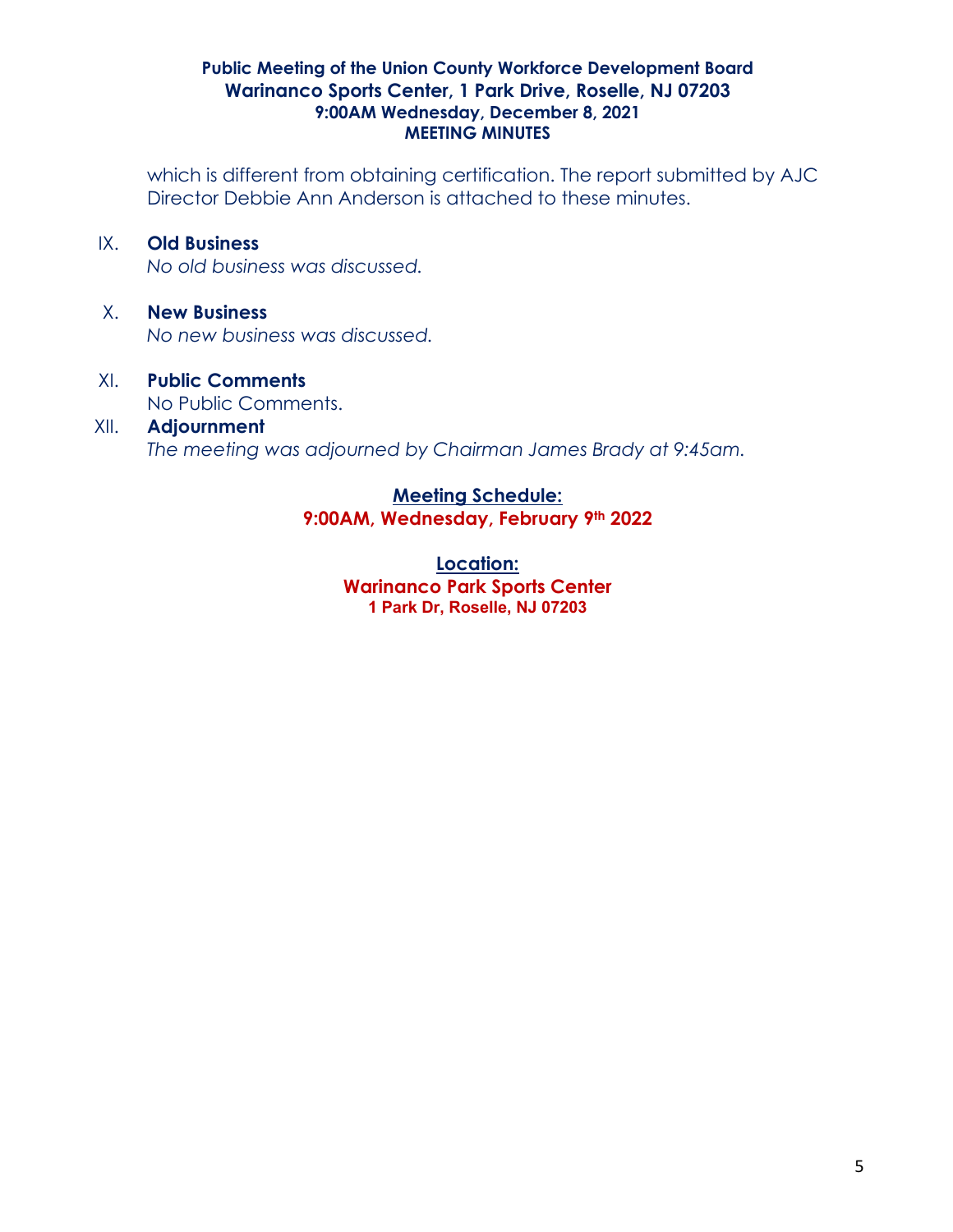which is different from obtaining certification. The report submitted by AJC Director Debbie Ann Anderson is attached to these minutes.

IX. **Old Business**

*No old business was discussed.*

X. **New Business**

*No new business was discussed.*

XI. **Public Comments**

No Public Comments.

XII. **Adjournment**

*The meeting was adjourned by Chairman James Brady at 9:45am.*

**Meeting Schedule:**

**9:00AM, Wednesday, February 9th 2022**

**Location:**

**Warinanco Park Sports Center**

**1 Park Dr, Roselle, NJ 07203**